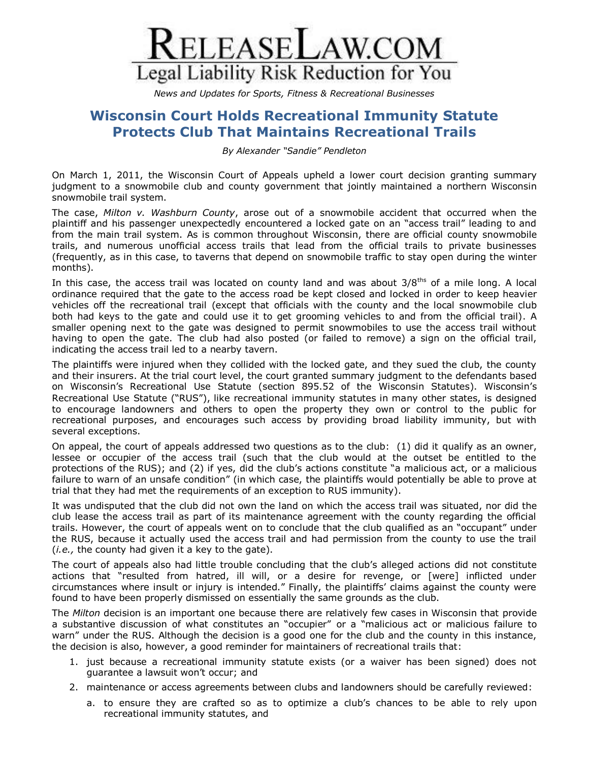# ReleaseLaw.com

Legal Liability Risk Reduction for You

*News and Updates for Sports, Fitness & Recreational Businesses*

## Wisconsin Court Holds Recreational Immunity Statute Protects Club That Maintains Recreational Trails

*By Alexander "Sandie" Pendleton*

On March 1, 2011, the Wisconsin Court of Appeals upheld a lower court decision granting summary judgment to a snowmobile club and county government that jointly maintained a northern Wisconsin snowmobile trail system.

The case, *Milton v. Washburn County*, arose out of a snowmobile accident that occurred when the plaintiff and his passenger unexpectedly encountered a locked gate on an "access trail" leading to and from the main trail system. As is common throughout Wisconsin, there are official county snowmobile trails, and numerous unofficial access trails that lead from the official trails to private businesses (frequently, as in this case, to taverns that depend on snowmobile traffic to stay open during the winter months).

In this case, the access trail was located on county land and was about 3/8$^{ths}$ of a mile long. A local ordinance required that the gate to the access road be kept closed and locked in order to keep heavier vehicles off the recreational trail (except that officials with the county and the local snowmobile club both had keys to the gate and could use it to get grooming vehicles to and from the official trail). A smaller opening next to the gate was designed to permit snowmobiles to use the access trail without having to open the gate. The club had also posted (or failed to remove) a sign on the official trail, indicating the access trail led to a nearby tavern.

The plaintiffs were injured when they collided with the locked gate, and they sued the club, the county and their insurers. At the trial court level, the court granted summary judgment to the defendants based on Wisconsin's Recreational Use Statute (section 895.52 of the Wisconsin Statutes). Wisconsin's Recreational Use Statute ("RUS"), like recreational immunity statutes in many other states, is designed to encourage landowners and others to open the property they own or control to the public for recreational purposes, and encourages such access by providing broad liability immunity, but with several exceptions.

On appeal, the court of appeals addressed two questions as to the club: (1) did it qualify as an owner, lessee or occupier of the access trail (such that the club would at the outset be entitled to the protections of the RUS); and (2) if yes, did the club's actions constitute "a malicious act, or a malicious failure to warn of an unsafe condition" (in which case, the plaintiffs would potentially be able to prove at trial that they had met the requirements of an exception to RUS immunity).

It was undisputed that the club did not own the land on which the access trail was situated, nor did the club lease the access trail as part of its maintenance agreement with the county regarding the official trails. However, the court of appeals went on to conclude that the club qualified as an "occupant" under the RUS, because it actually used the access trail and had permission from the county to use the trail (*i.e.,* the county had given it a key to the gate).

The court of appeals also had little trouble concluding that the club's alleged actions did not constitute actions that "resulted from hatred, ill will, or a desire for revenge, or [were] inflicted under circumstances where insult or injury is intended." Finally, the plaintiffs' claims against the county were found to have been properly dismissed on essentially the same grounds as the club.

The *Milton* decision is an important one because there are relatively few cases in Wisconsin that provide a substantive discussion of what constitutes an "occupier" or a "malicious act or malicious failure to warn" under the RUS. Although the decision is a good one for the club and the county in this instance, the decision is also, however, a good reminder for maintainers of recreational trails that:

1. just because a recreational immunity statute exists (or a waiver has been signed) does not guarantee a lawsuit won't occur; and
2. maintenance or access agreements between clubs and landowners should be carefully reviewed:
   a. to ensure they are crafted so as to optimize a club's chances to be able to rely upon recreational immunity statutes, and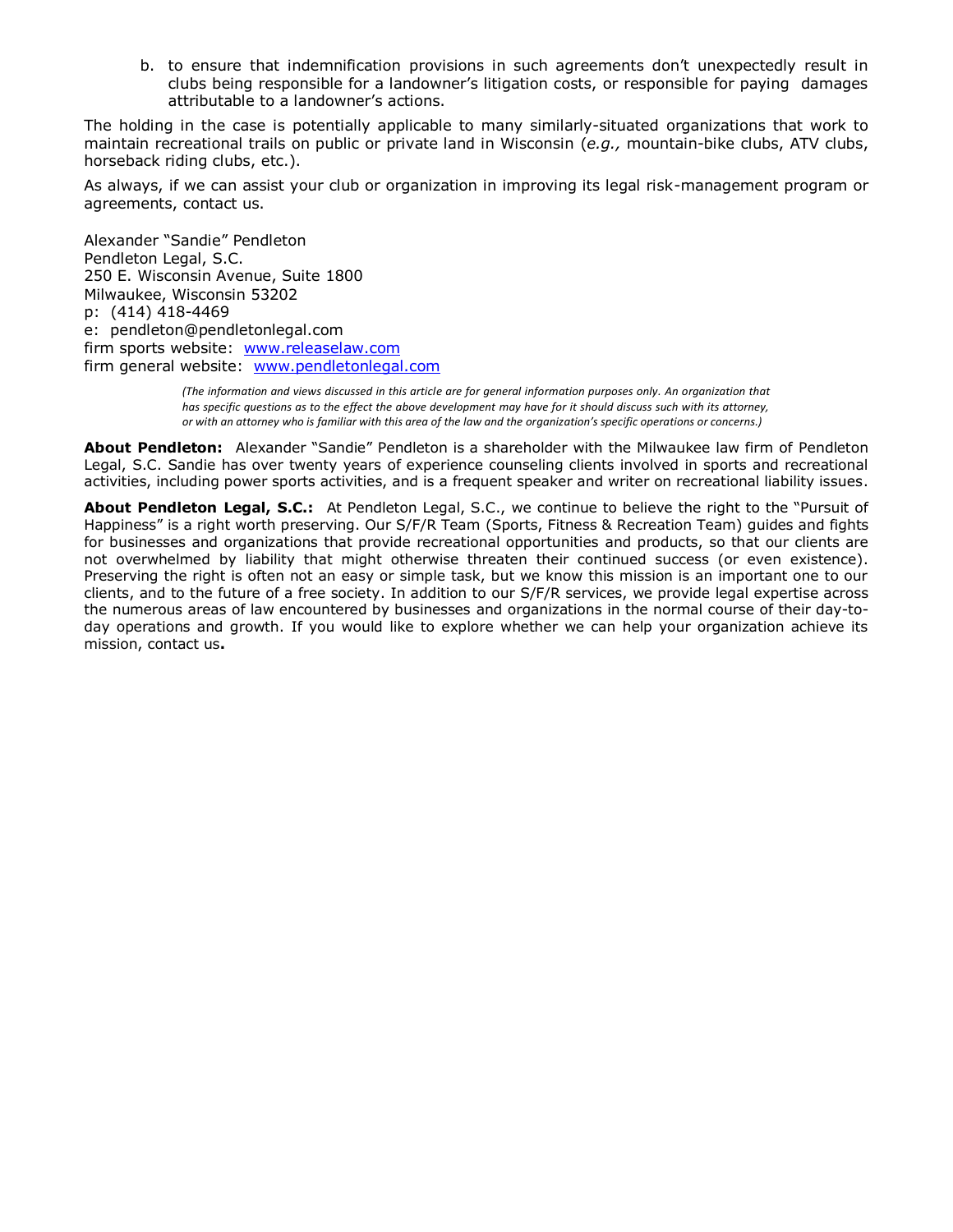b. to ensure that indemnification provisions in such agreements don't unexpectedly result in clubs being responsible for a landowner's litigation costs, or responsible for paying damages attributable to a landowner's actions.

The holding in the case is potentially applicable to many similarly-situated organizations that work to maintain recreational trails on public or private land in Wisconsin (*e.g.,* mountain-bike clubs, ATV clubs, horseback riding clubs, etc.).

As always, if we can assist your club or organization in improving its legal risk-management program or agreements, contact us.

Alexander "Sandie" Pendleton
Pendleton Legal, S.C.
250 E. Wisconsin Avenue, Suite 1800
Milwaukee, Wisconsin 53202
p: (414) 418-4469
e: pendleton@pendletonlegal.com
firm sports website: [www.releaselaw.com](http://www.releaselaw.com)
firm general website: [www.pendletonlegal.com](http://www.pendletonlegal.com)

*(The information and views discussed in this article are for general information purposes only. An organization that has specific questions as to the effect the above development may have for it should discuss such with its attorney, or with an attorney who is familiar with this area of the law and the organization's specific operations or concerns.)*

**About Pendleton:** Alexander "Sandie" Pendleton is a shareholder with the Milwaukee law firm of Pendleton Legal, S.C. Sandie has over twenty years of experience counseling clients involved in sports and recreational activities, including power sports activities, and is a frequent speaker and writer on recreational liability issues.

**About Pendleton Legal, S.C.:** At Pendleton Legal, S.C., we continue to believe the right to the "Pursuit of Happiness" is a right worth preserving. Our S/F/R Team (Sports, Fitness & Recreation Team) guides and fights for businesses and organizations that provide recreational opportunities and products, so that our clients are not overwhelmed by liability that might otherwise threaten their continued success (or even existence). Preserving the right is often not an easy or simple task, but we know this mission is an important one to our clients, and to the future of a free society. In addition to our S/F/R services, we provide legal expertise across the numerous areas of law encountered by businesses and organizations in the normal course of their day-to-day operations and growth. If you would like to explore whether we can help your organization achieve its mission, contact us**.**